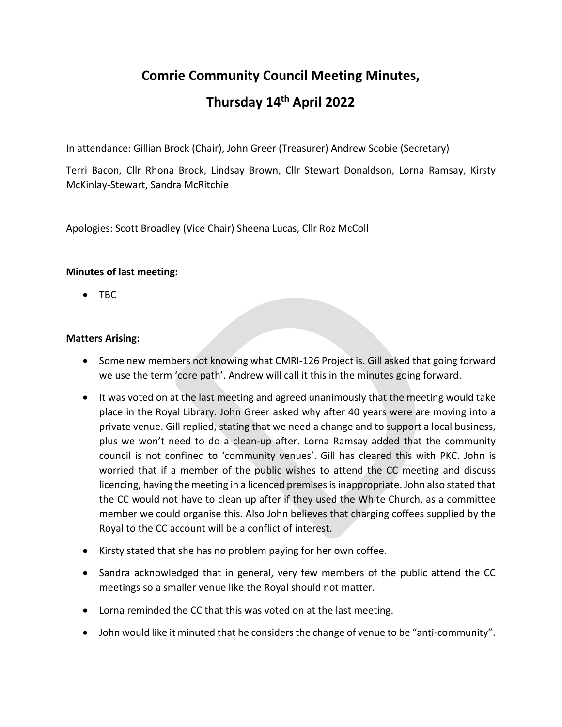# Comrie Community Council Meeting Minutes,

# Thursday 14th April 2022

In attendance: Gillian Brock (Chair), John Greer (Treasurer) Andrew Scobie (Secretary)

Terri Bacon, Cllr Rhona Brock, Lindsay Brown, Cllr Stewart Donaldson, Lorna Ramsay, Kirsty McKinlay-Stewart, Sandra McRitchie

Apologies: Scott Broadley (Vice Chair) Sheena Lucas, Cllr Roz McColl

**Minutes of last meeting:**

- TBC

**Matters Arising:**

- Some new members not knowing what CMRI-126 Project is. Gill asked that going forward we use the term 'core path'. Andrew will call it this in the minutes going forward.
- It was voted on at the last meeting and agreed unanimously that the meeting would take place in the Royal Library. John Greer asked why after 40 years were are moving into a private venue. Gill replied, stating that we need a change and to support a local business, plus we won't need to do a clean-up after. Lorna Ramsay added that the community council is not confined to 'community venues'. Gill has cleared this with PKC. John is worried that if a member of the public wishes to attend the CC meeting and discuss licencing, having the meeting in a licenced premises is inappropriate. John also stated that the CC would not have to clean up after if they used the White Church, as a committee member we could organise this. Also John believes that charging coffees supplied by the Royal to the CC account will be a conflict of interest.
- Kirsty stated that she has no problem paying for her own coffee.
- Sandra acknowledged that in general, very few members of the public attend the CC meetings so a smaller venue like the Royal should not matter.
- Lorna reminded the CC that this was voted on at the last meeting.
- John would like it minuted that he considers the change of venue to be "anti-community".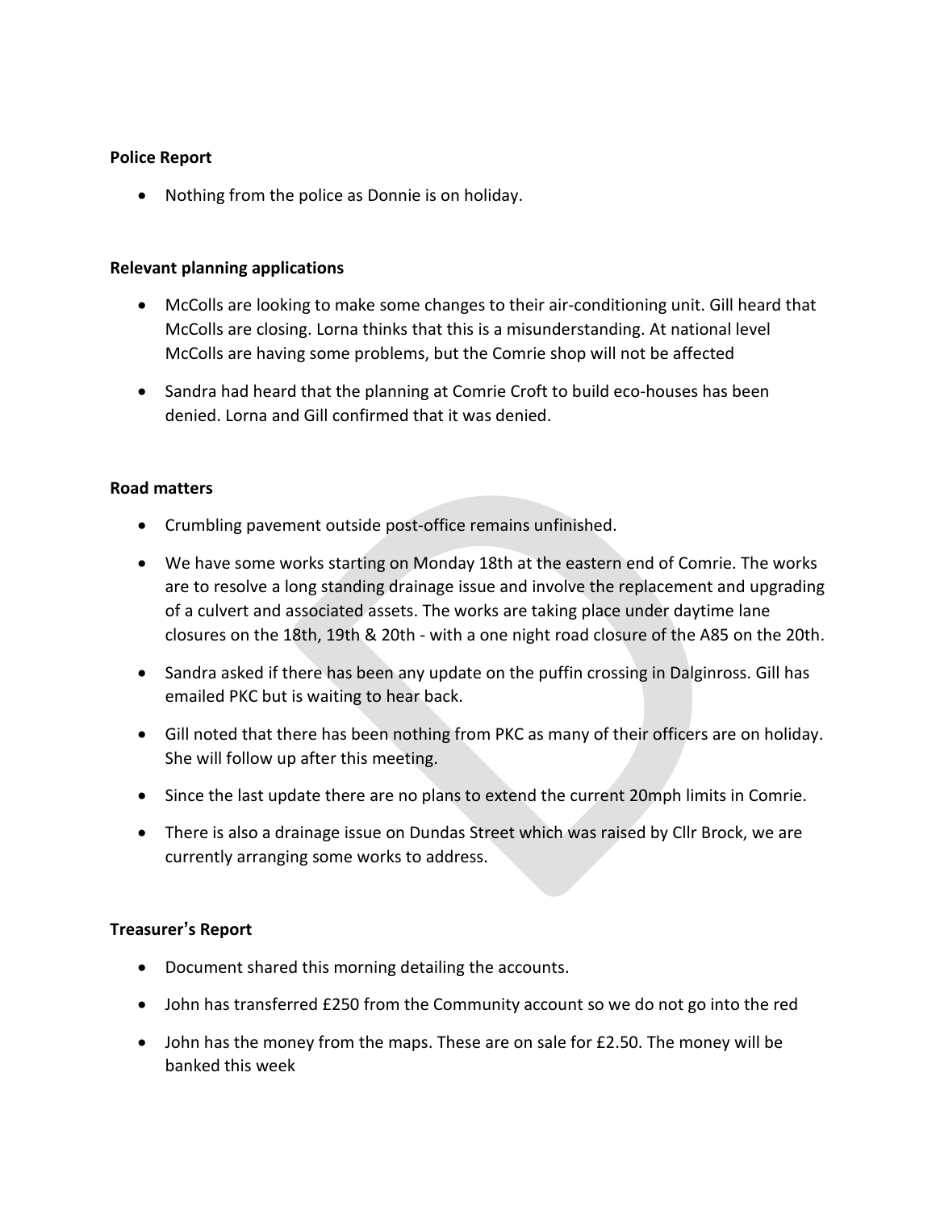**Police Report**

- Nothing from the police as Donnie is on holiday.

**Relevant planning applications**

- McColls are looking to make some changes to their air-conditioning unit. Gill heard that McColls are closing. Lorna thinks that this is a misunderstanding. At national level McColls are having some problems, but the Comrie shop will not be affected
- Sandra had heard that the planning at Comrie Croft to build eco-houses has been denied. Lorna and Gill confirmed that it was denied.

**Road matters**

- Crumbling pavement outside post-office remains unfinished.
- We have some works starting on Monday 18th at the eastern end of Comrie. The works are to resolve a long standing drainage issue and involve the replacement and upgrading of a culvert and associated assets. The works are taking place under daytime lane closures on the 18th, 19th & 20th - with a one night road closure of the A85 on the 20th.
- Sandra asked if there has been any update on the puffin crossing in Dalginross. Gill has emailed PKC but is waiting to hear back.
- Gill noted that there has been nothing from PKC as many of their officers are on holiday. She will follow up after this meeting.
- Since the last update there are no plans to extend the current 20mph limits in Comrie.
- There is also a drainage issue on Dundas Street which was raised by Cllr Brock, we are currently arranging some works to address.

**Treasurer's Report**

- Document shared this morning detailing the accounts.
- John has transferred £250 from the Community account so we do not go into the red
- John has the money from the maps. These are on sale for £2.50. The money will be banked this week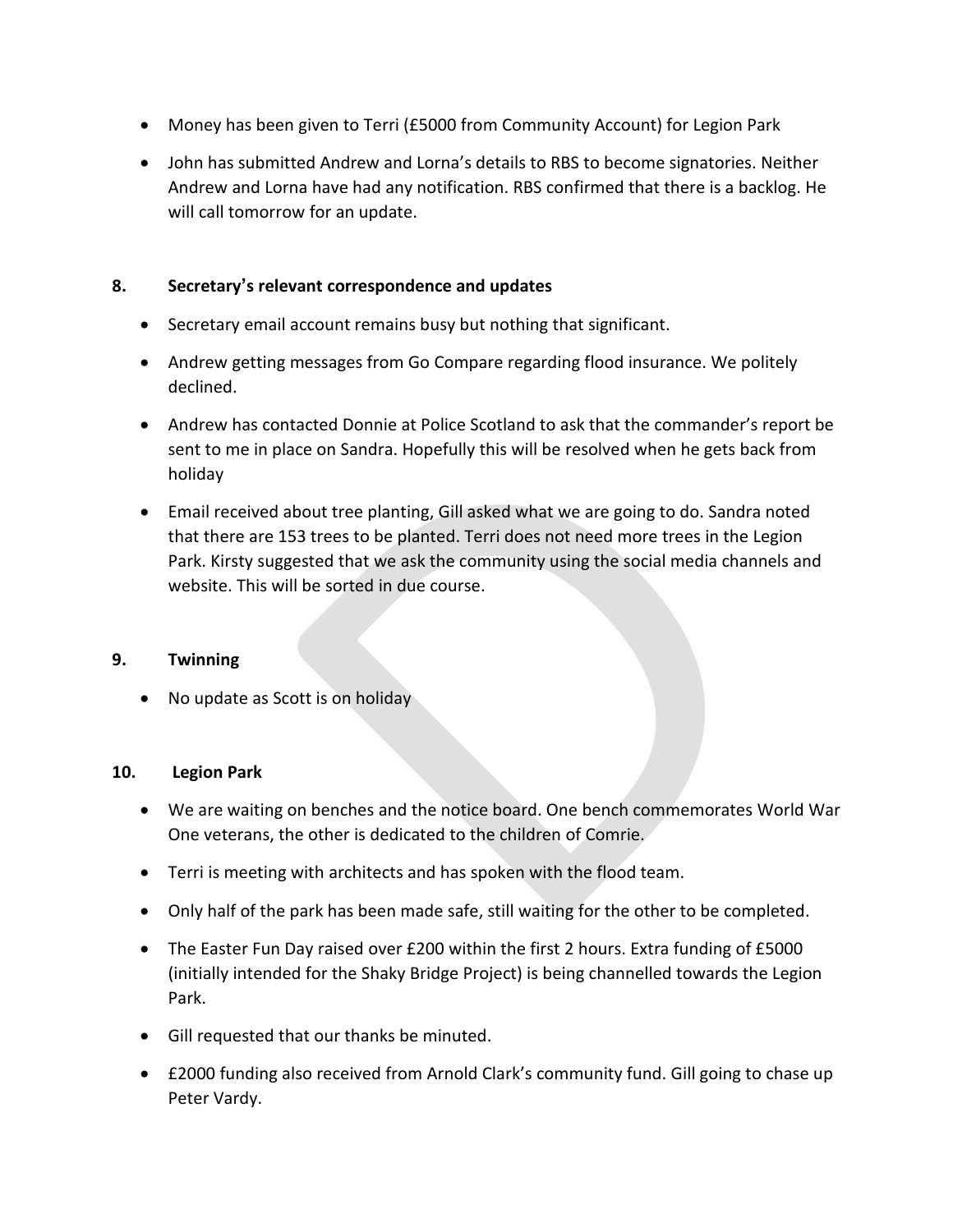- Money has been given to Terri (£5000 from Community Account) for Legion Park
- John has submitted Andrew and Lorna's details to RBS to become signatories. Neither Andrew and Lorna have had any notification. RBS confirmed that there is a backlog. He will call tomorrow for an update.

**8. Secretary's relevant correspondence and updates**

- Secretary email account remains busy but nothing that significant.
- Andrew getting messages from Go Compare regarding flood insurance. We politely declined.
- Andrew has contacted Donnie at Police Scotland to ask that the commander's report be sent to me in place on Sandra. Hopefully this will be resolved when he gets back from holiday
- Email received about tree planting, Gill asked what we are going to do. Sandra noted that there are 153 trees to be planted. Terri does not need more trees in the Legion Park. Kirsty suggested that we ask the community using the social media channels and website. This will be sorted in due course.

**9. Twinning**

- No update as Scott is on holiday

**10. Legion Park**

- We are waiting on benches and the notice board. One bench commemorates World War One veterans, the other is dedicated to the children of Comrie.
- Terri is meeting with architects and has spoken with the flood team.
- Only half of the park has been made safe, still waiting for the other to be completed.
- The Easter Fun Day raised over £200 within the first 2 hours. Extra funding of £5000 (initially intended for the Shaky Bridge Project) is being channelled towards the Legion Park.
- Gill requested that our thanks be minuted.
- £2000 funding also received from Arnold Clark's community fund. Gill going to chase up Peter Vardy.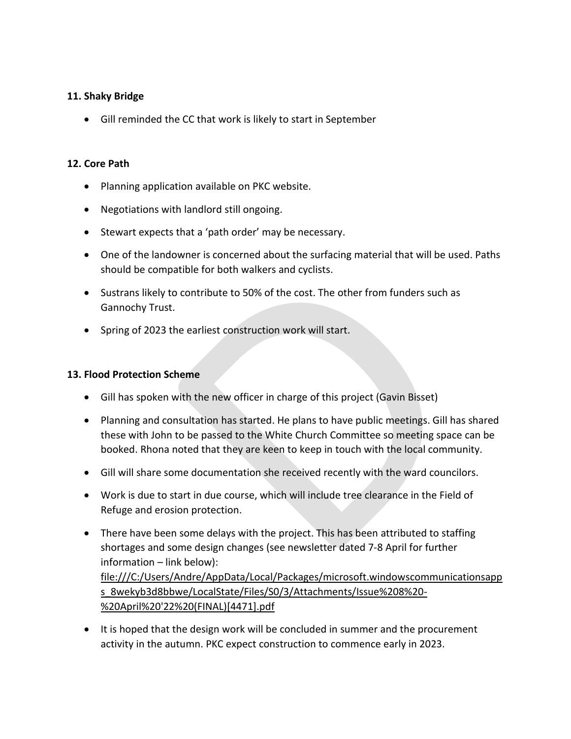**11. Shaky Bridge**

- Gill reminded the CC that work is likely to start in September

**12. Core Path**

- Planning application available on PKC website.
- Negotiations with landlord still ongoing.
- Stewart expects that a 'path order' may be necessary.
- One of the landowner is concerned about the surfacing material that will be used. Paths should be compatible for both walkers and cyclists.
- Sustrans likely to contribute to 50% of the cost. The other from funders such as Gannochy Trust.
- Spring of 2023 the earliest construction work will start.

**13. Flood Protection Scheme**

- Gill has spoken with the new officer in charge of this project (Gavin Bisset)
- Planning and consultation has started. He plans to have public meetings. Gill has shared these with John to be passed to the White Church Committee so meeting space can be booked. Rhona noted that they are keen to keep in touch with the local community.
- Gill will share some documentation she received recently with the ward councilors.
- Work is due to start in due course, which will include tree clearance in the Field of Refuge and erosion protection.
- There have been some delays with the project. This has been attributed to staffing shortages and some design changes (see newsletter dated 7-8 April for further information – link below):
  file:///C:/Users/Andre/AppData/Local/Packages/microsoft.windowscommunicationsapps_8wekyb3d8bbwe/LocalState/Files/S0/3/Attachments/Issue%208%20-%20April%20'22%20(FINAL)[4471].pdf
- It is hoped that the design work will be concluded in summer and the procurement activity in the autumn. PKC expect construction to commence early in 2023.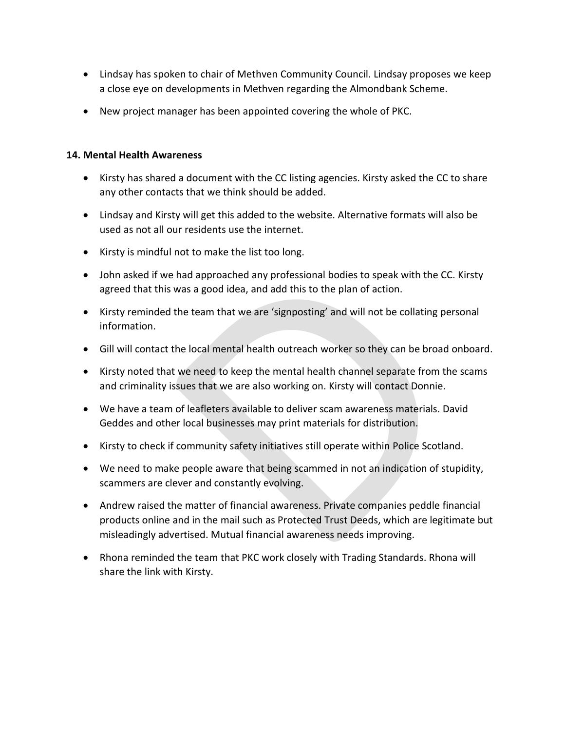- Lindsay has spoken to chair of Methven Community Council. Lindsay proposes we keep a close eye on developments in Methven regarding the Almondbank Scheme.
- New project manager has been appointed covering the whole of PKC.

**14. Mental Health Awareness**

- Kirsty has shared a document with the CC listing agencies. Kirsty asked the CC to share any other contacts that we think should be added.
- Lindsay and Kirsty will get this added to the website. Alternative formats will also be used as not all our residents use the internet.
- Kirsty is mindful not to make the list too long.
- John asked if we had approached any professional bodies to speak with the CC. Kirsty agreed that this was a good idea, and add this to the plan of action.
- Kirsty reminded the team that we are 'signposting' and will not be collating personal information.
- Gill will contact the local mental health outreach worker so they can be broad onboard.
- Kirsty noted that we need to keep the mental health channel separate from the scams and criminality issues that we are also working on. Kirsty will contact Donnie.
- We have a team of leafleters available to deliver scam awareness materials. David Geddes and other local businesses may print materials for distribution.
- Kirsty to check if community safety initiatives still operate within Police Scotland.
- We need to make people aware that being scammed in not an indication of stupidity, scammers are clever and constantly evolving.
- Andrew raised the matter of financial awareness. Private companies peddle financial products online and in the mail such as Protected Trust Deeds, which are legitimate but misleadingly advertised. Mutual financial awareness needs improving.
- Rhona reminded the team that PKC work closely with Trading Standards. Rhona will share the link with Kirsty.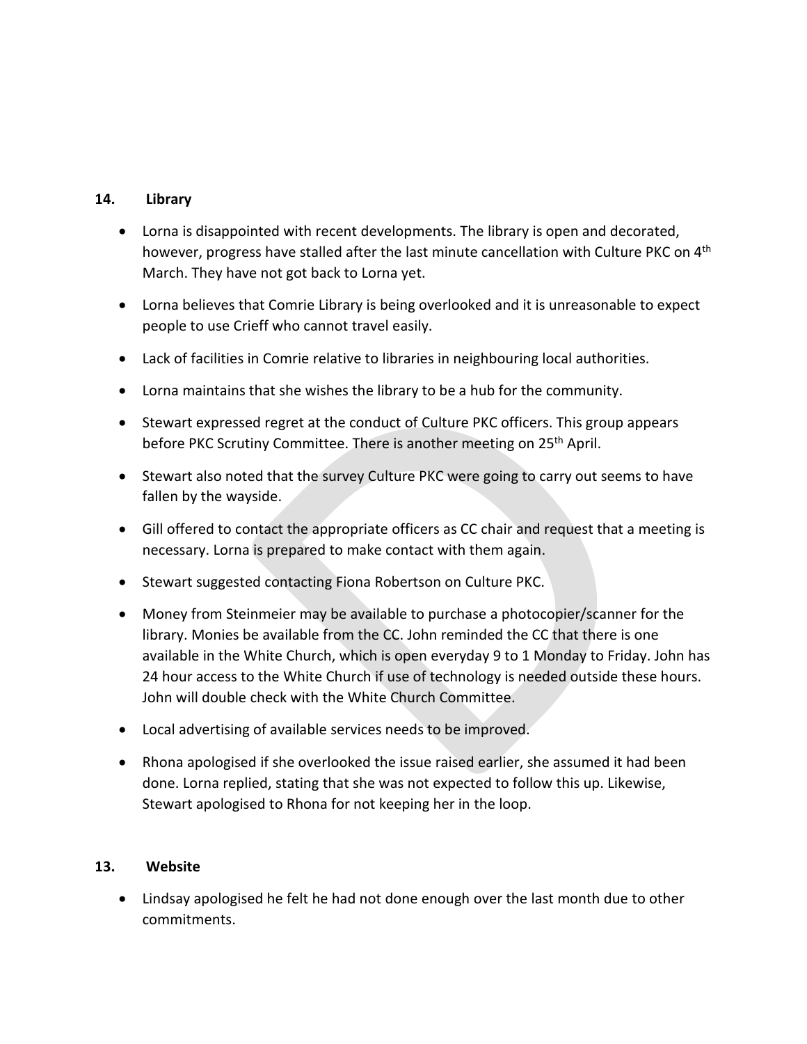## 14. Library

- Lorna is disappointed with recent developments. The library is open and decorated, however, progress have stalled after the last minute cancellation with Culture PKC on 4th March. They have not got back to Lorna yet.
- Lorna believes that Comrie Library is being overlooked and it is unreasonable to expect people to use Crieff who cannot travel easily.
- Lack of facilities in Comrie relative to libraries in neighbouring local authorities.
- Lorna maintains that she wishes the library to be a hub for the community.
- Stewart expressed regret at the conduct of Culture PKC officers. This group appears before PKC Scrutiny Committee. There is another meeting on 25th April.
- Stewart also noted that the survey Culture PKC were going to carry out seems to have fallen by the wayside.
- Gill offered to contact the appropriate officers as CC chair and request that a meeting is necessary. Lorna is prepared to make contact with them again.
- Stewart suggested contacting Fiona Robertson on Culture PKC.
- Money from Steinmeier may be available to purchase a photocopier/scanner for the library. Monies be available from the CC. John reminded the CC that there is one available in the White Church, which is open everyday 9 to 1 Monday to Friday. John has 24 hour access to the White Church if use of technology is needed outside these hours. John will double check with the White Church Committee.
- Local advertising of available services needs to be improved.
- Rhona apologised if she overlooked the issue raised earlier, she assumed it had been done. Lorna replied, stating that she was not expected to follow this up. Likewise, Stewart apologised to Rhona for not keeping her in the loop.

## 13. Website

- Lindsay apologised he felt he had not done enough over the last month due to other commitments.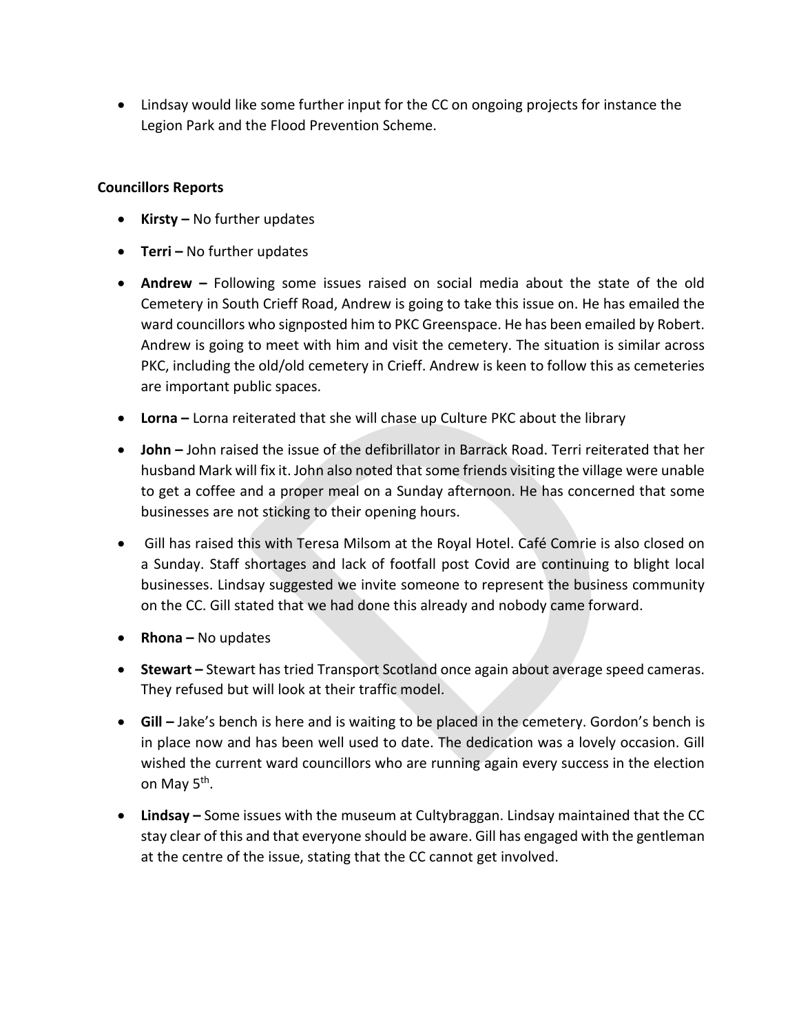- Lindsay would like some further input for the CC on ongoing projects for instance the Legion Park and the Flood Prevention Scheme.

**Councillors Reports**

- **Kirsty –** No further updates
- **Terri –** No further updates
- **Andrew –** Following some issues raised on social media about the state of the old Cemetery in South Crieff Road, Andrew is going to take this issue on. He has emailed the ward councillors who signposted him to PKC Greenspace. He has been emailed by Robert. Andrew is going to meet with him and visit the cemetery. The situation is similar across PKC, including the old/old cemetery in Crieff. Andrew is keen to follow this as cemeteries are important public spaces.
- **Lorna –** Lorna reiterated that she will chase up Culture PKC about the library
- **John –** John raised the issue of the defibrillator in Barrack Road. Terri reiterated that her husband Mark will fix it. John also noted that some friends visiting the village were unable to get a coffee and a proper meal on a Sunday afternoon. He has concerned that some businesses are not sticking to their opening hours.
- Gill has raised this with Teresa Milsom at the Royal Hotel. Café Comrie is also closed on a Sunday. Staff shortages and lack of footfall post Covid are continuing to blight local businesses. Lindsay suggested we invite someone to represent the business community on the CC. Gill stated that we had done this already and nobody came forward.
- **Rhona –** No updates
- **Stewart –** Stewart has tried Transport Scotland once again about average speed cameras. They refused but will look at their traffic model.
- **Gill –** Jake's bench is here and is waiting to be placed in the cemetery. Gordon's bench is in place now and has been well used to date. The dedication was a lovely occasion. Gill wished the current ward councillors who are running again every success in the election on May 5th.
- **Lindsay –** Some issues with the museum at Cultybraggan. Lindsay maintained that the CC stay clear of this and that everyone should be aware. Gill has engaged with the gentleman at the centre of the issue, stating that the CC cannot get involved.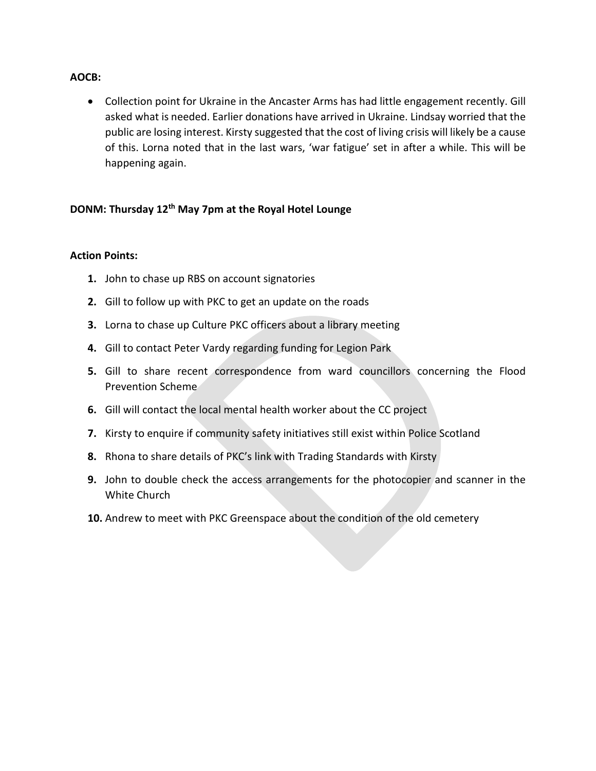**AOCB:**

- Collection point for Ukraine in the Ancaster Arms has had little engagement recently. Gill asked what is needed. Earlier donations have arrived in Ukraine. Lindsay worried that the public are losing interest. Kirsty suggested that the cost of living crisis will likely be a cause of this. Lorna noted that in the last wars, 'war fatigue' set in after a while. This will be happening again.

**DONM: Thursday 12th May 7pm at the Royal Hotel Lounge**

**Action Points:**

1. John to chase up RBS on account signatories
2. Gill to follow up with PKC to get an update on the roads
3. Lorna to chase up Culture PKC officers about a library meeting
4. Gill to contact Peter Vardy regarding funding for Legion Park
5. Gill to share recent correspondence from ward councillors concerning the Flood Prevention Scheme
6. Gill will contact the local mental health worker about the CC project
7. Kirsty to enquire if community safety initiatives still exist within Police Scotland
8. Rhona to share details of PKC's link with Trading Standards with Kirsty
9. John to double check the access arrangements for the photocopier and scanner in the White Church
10. Andrew to meet with PKC Greenspace about the condition of the old cemetery